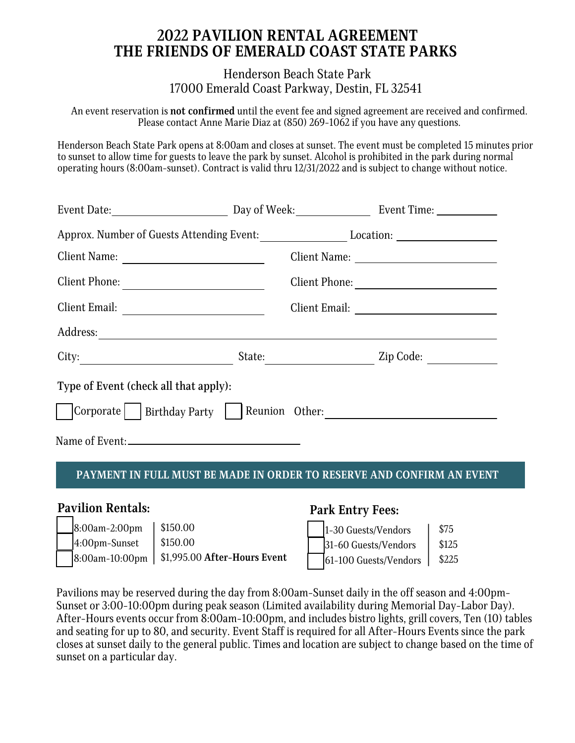# 2022 PAVILION RENTAL AGREEMENT
# THE FRIENDS OF EMERALD COAST STATE PARKS

Henderson Beach State Park
17000 Emerald Coast Parkway, Destin, FL 32541

An event reservation is **not confirmed** until the event fee and signed agreement are received and confirmed. Please contact Anne Marie Diaz at (850) 269-1062 if you have any questions.

Henderson Beach State Park opens at 8:00am and closes at sunset. The event must be completed 15 minutes prior to sunset to allow time for guests to leave the park by sunset. Alcohol is prohibited in the park during normal operating hours (8:00am-sunset). Contract is valid thru 12/31/2022 and is subject to change without notice.

Event Date: ____________________ Day of Week: ____________ Event Time: __________

Approx. Number of Guests Attending Event: ______________ Location: ______________

Client Name: ______________________ Client Name: ______________________

Client Phone: ______________________ Client Phone: ______________________

Client Email: ______________________ Client Email: ______________________

Address: ____________________________________________________________

City: ______________________ State: ________________ Zip Code: __________

**Type of Event (check all that apply):**

☐ Corporate ☐ Birthday Party ☐ Reunion Other: ____________________________

Name of Event: ______________________________

**PAYMENT IN FULL MUST BE MADE IN ORDER TO RESERVE AND CONFIRM AN EVENT**

## Pavilion Rentals:

| | Time | Fee |
|---|---|---|
| ☐ | 8:00am-2:00pm | $150.00 |
| ☐ | 4:00pm-Sunset | $150.00 |
| ☐ | 8:00am-10:00pm | $1,995.00 **After-Hours Event** |

## Park Entry Fees:

| | Guests | Fee |
|---|---|---|
| ☐ | 1-30 Guests/Vendors | $75 |
| ☐ | 31-60 Guests/Vendors | $125 |
| ☐ | 61-100 Guests/Vendors | $225 |

Pavilions may be reserved during the day from 8:00am-Sunset daily in the off season and 4:00pm-Sunset or 3:00-10:00pm during peak season (Limited availability during Memorial Day-Labor Day). After-Hours events occur from 8:00am-10:00pm, and includes bistro lights, grill covers, Ten (10) tables and seating for up to 80, and security. Event Staff is required for all After-Hours Events since the park closes at sunset daily to the general public. Times and location are subject to change based on the time of sunset on a particular day.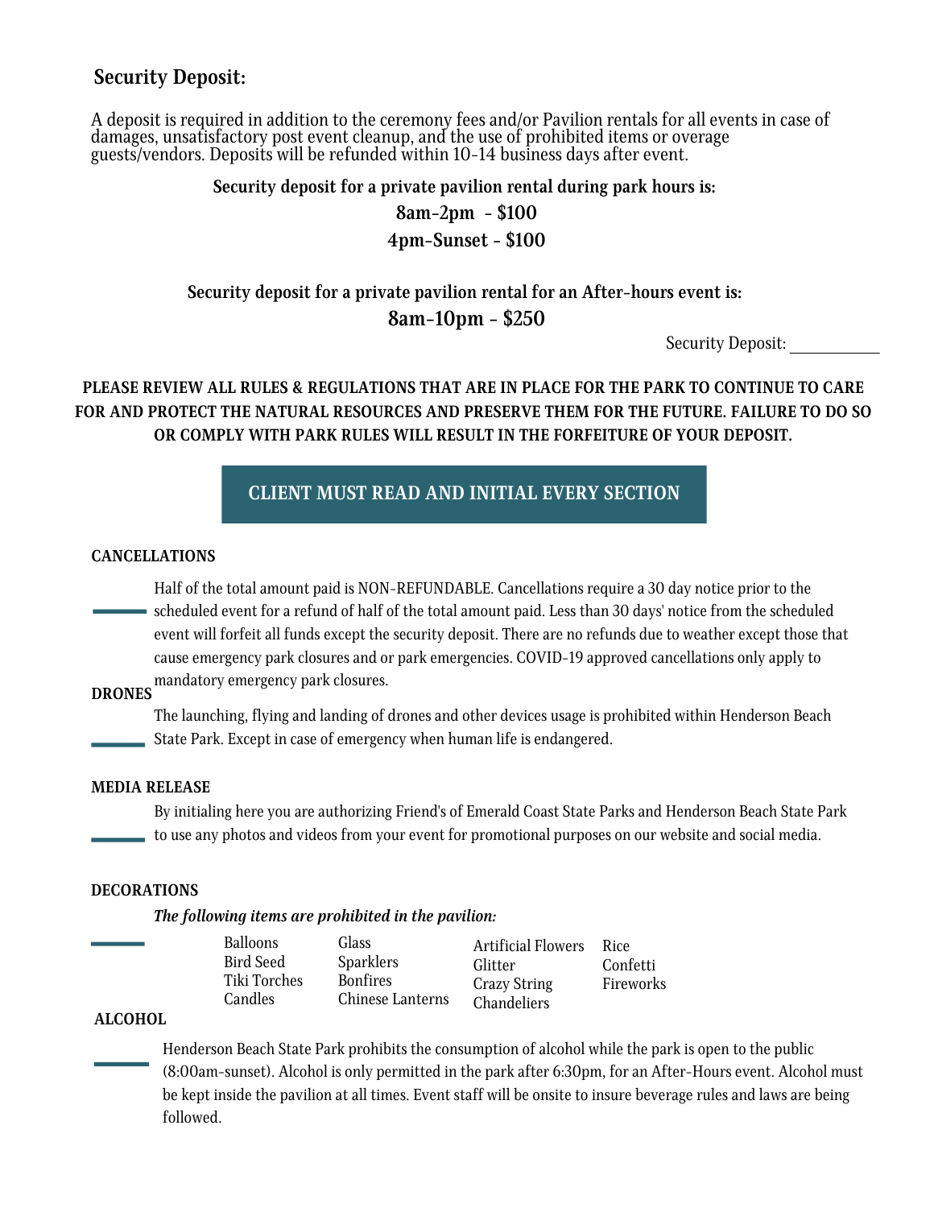## Security Deposit:

A deposit is required in addition to the ceremony fees and/or Pavilion rentals for all events in case of damages, unsatisfactory post event cleanup, and the use of prohibited items or overage guests/vendors. Deposits will be refunded within 10-14 business days after event.

**Security deposit for a private pavilion rental during park hours is:**

**8am-2pm - $100**

**4pm-Sunset - $100**

**Security deposit for a private pavilion rental for an After-hours event is:**

**8am-10pm - $250**

Security Deposit: ___________

**PLEASE REVIEW ALL RULES & REGULATIONS THAT ARE IN PLACE FOR THE PARK TO CONTINUE TO CARE FOR AND PROTECT THE NATURAL RESOURCES AND PRESERVE THEM FOR THE FUTURE. FAILURE TO DO SO OR COMPLY WITH PARK RULES WILL RESULT IN THE FORFEITURE OF YOUR DEPOSIT.**

**CLIENT MUST READ AND INITIAL EVERY SECTION**

**CANCELLATIONS**

_____ Half of the total amount paid is NON-REFUNDABLE. Cancellations require a 30 day notice prior to the scheduled event for a refund of half of the total amount paid. Less than 30 days' notice from the scheduled event will forfeit all funds except the security deposit. There are no refunds due to weather except those that cause emergency park closures and or park emergencies. COVID-19 approved cancellations only apply to mandatory emergency park closures.

**DRONES**

_____ The launching, flying and landing of drones and other devices usage is prohibited within Henderson Beach State Park. Except in case of emergency when human life is endangered.

**MEDIA RELEASE**

_____ By initialing here you are authorizing Friend's of Emerald Coast State Parks and Henderson Beach State Park to use any photos and videos from your event for promotional purposes on our website and social media.

**DECORATIONS**

***The following items are prohibited in the pavilion:***

_____

- Balloons
- Bird Seed
- Tiki Torches
- Candles
- Glass
- Sparklers
- Bonfires
- Chinese Lanterns
- Artificial Flowers
- Glitter
- Crazy String
- Chandeliers
- Rice
- Confetti
- Fireworks

**ALCOHOL**

_____ Henderson Beach State Park prohibits the consumption of alcohol while the park is open to the public (8:00am-sunset). Alcohol is only permitted in the park after 6:30pm, for an After-Hours event. Alcohol must be kept inside the pavilion at all times. Event staff will be onsite to insure beverage rules and laws are being followed.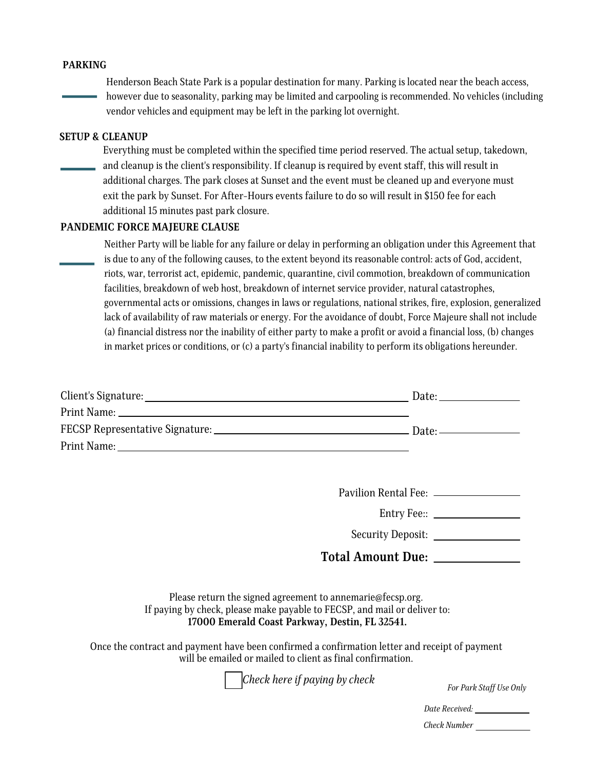**PARKING**

Henderson Beach State Park is a popular destination for many. Parking is located near the beach access, however due to seasonality, parking may be limited and carpooling is recommended. No vehicles (including vendor vehicles and equipment may be left in the parking lot overnight.

**SETUP & CLEANUP**

Everything must be completed within the specified time period reserved. The actual setup, takedown, and cleanup is the client's responsibility. If cleanup is required by event staff, this will result in additional charges. The park closes at Sunset and the event must be cleaned up and everyone must exit the park by Sunset. For After-Hours events failure to do so will result in $150 fee for each additional 15 minutes past park closure.

**PANDEMIC FORCE MAJEURE CLAUSE**

Neither Party will be liable for any failure or delay in performing an obligation under this Agreement that is due to any of the following causes, to the extent beyond its reasonable control: acts of God, accident, riots, war, terrorist act, epidemic, pandemic, quarantine, civil commotion, breakdown of communication facilities, breakdown of web host, breakdown of internet service provider, natural catastrophes, governmental acts or omissions, changes in laws or regulations, national strikes, fire, explosion, generalized lack of availability of raw materials or energy. For the avoidance of doubt, Force Majeure shall not include (a) financial distress nor the inability of either party to make a profit or avoid a financial loss, (b) changes in market prices or conditions, or (c) a party's financial inability to perform its obligations hereunder.

Client's Signature: ______________________________ Date: ____________

Print Name: ______________________________

FECSP Representative Signature: ______________________________ Date: ____________

Print Name: ______________________________

Pavilion Rental Fee: ____________

Entry Fee:: ____________

Security Deposit: ____________

**Total Amount Due: ____________**

Please return the signed agreement to annemarie@fecsp.org.
If paying by check, please make payable to FECSP, and mail or deliver to:
**17000 Emerald Coast Parkway, Destin, FL 32541.**

Once the contract and payment have been confirmed a confirmation letter and receipt of payment will be emailed or mailed to client as final confirmation.

☐ *Check here if paying by check*

*For Park Staff Use Only*

*Date Received:* ____________

*Check Number* ____________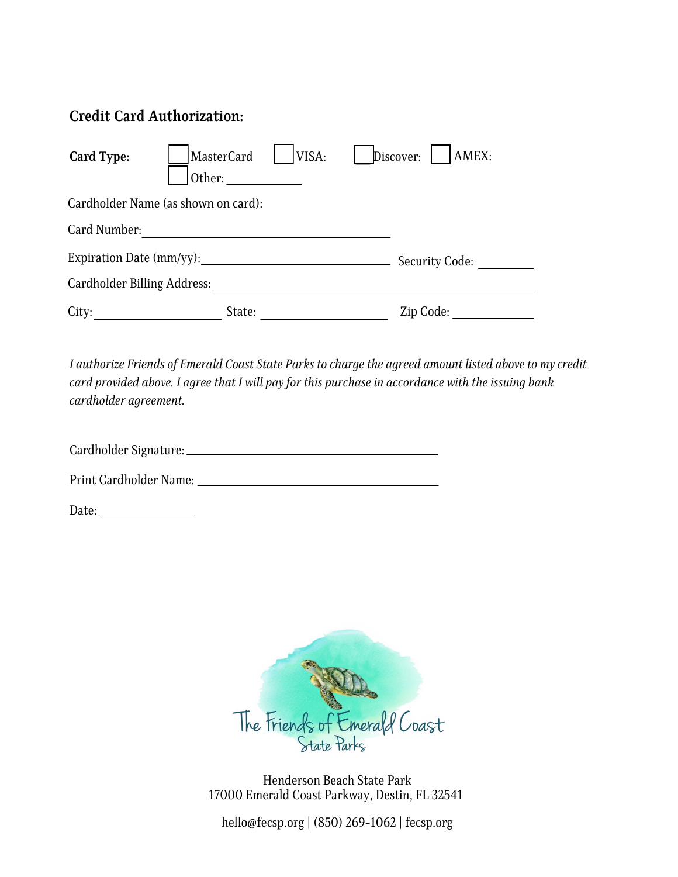## Credit Card Authorization:

**Card Type:** ☐ MasterCard ☐ VISA: ☐ Discover: ☐ AMEX: ☐ Other: ____________

Cardholder Name (as shown on card):

Card Number: ________________________________________

Expiration Date (mm/yy): ______________________________ Security Code: ________

Cardholder Billing Address: ____________________________________________________

City: ____________________ State: ____________________ Zip Code: ____________

*I authorize Friends of Emerald Coast State Parks to charge the agreed amount listed above to my credit card provided above. I agree that I will pay for this purchase in accordance with the issuing bank cardholder agreement.*

Cardholder Signature: ________________________________________

Print Cardholder Name: ________________________________________

Date: _______________

The Friends of Emerald Coast State Parks

Henderson Beach State Park
17000 Emerald Coast Parkway, Destin, FL 32541

hello@fecsp.org | (850) 269-1062 | fecsp.org